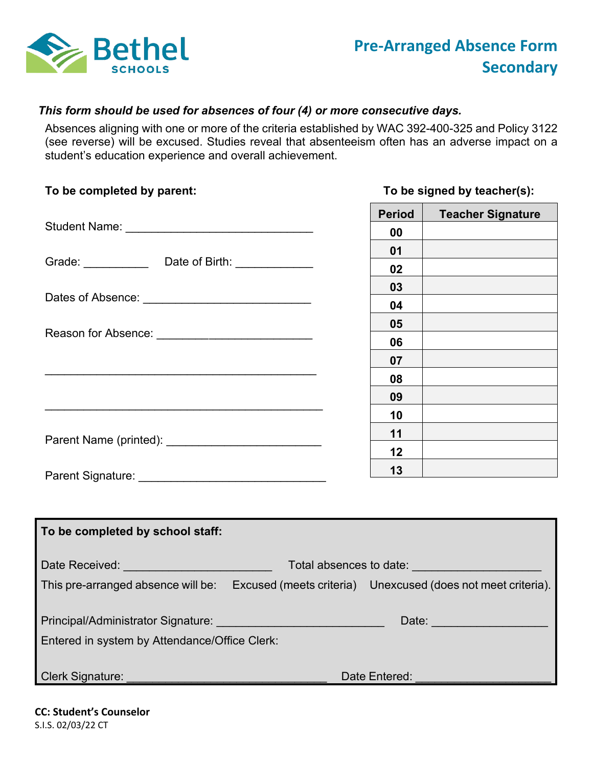Bethel SCHOOLS

# Pre-Arranged Absence Form Secondary

***This form should be used for absences of four (4) or more consecutive days.***

Absences aligning with one or more of the criteria established by WAC 392-400-325 and Policy 3122 (see reverse) will be excused. Studies reveal that absenteeism often has an adverse impact on a student's education experience and overall achievement.

**To be completed by parent:**

Student Name: ______________________________

Grade: __________ Date of Birth: ____________

Dates of Absence: ___________________________

Reason for Absence: _________________________

____________________________________________

____________________________________________

Parent Name (printed): ________________________

Parent Signature: ______________________________

**To be signed by teacher(s):**

| Period | Teacher Signature |
|---|---|
| 00 | |
| 01 | |
| 02 | |
| 03 | |
| 04 | |
| 05 | |
| 06 | |
| 07 | |
| 08 | |
| 09 | |
| 10 | |
| 11 | |
| 12 | |
| 13 | |

**To be completed by school staff:**

Date Received: _______________________ Total absences to date: ____________________

This pre-arranged absence will be: Excused (meets criteria) Unexcused (does not meet criteria).

Principal/Administrator Signature: __________________________ Date: __________________

Entered in system by Attendance/Office Clerk:

Clerk Signature: _______________________________ Date Entered: _____________________

**CC: Student's Counselor**

S.I.S. 02/03/22 CT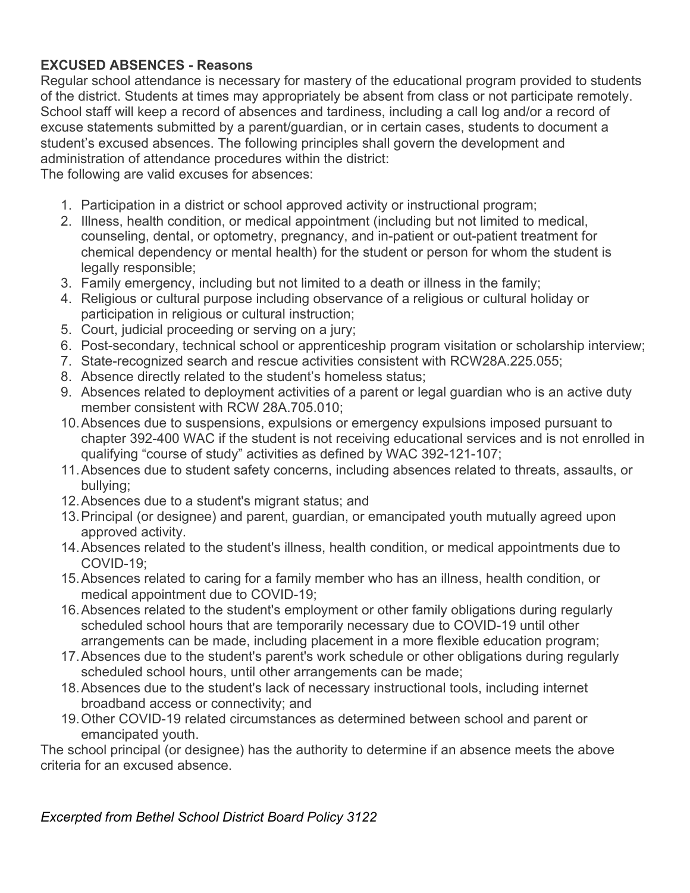**EXCUSED ABSENCES - Reasons**

Regular school attendance is necessary for mastery of the educational program provided to students of the district. Students at times may appropriately be absent from class or not participate remotely. School staff will keep a record of absences and tardiness, including a call log and/or a record of excuse statements submitted by a parent/guardian, or in certain cases, students to document a student's excused absences. The following principles shall govern the development and administration of attendance procedures within the district:

The following are valid excuses for absences:

1. Participation in a district or school approved activity or instructional program;
2. Illness, health condition, or medical appointment (including but not limited to medical, counseling, dental, or optometry, pregnancy, and in-patient or out-patient treatment for chemical dependency or mental health) for the student or person for whom the student is legally responsible;
3. Family emergency, including but not limited to a death or illness in the family;
4. Religious or cultural purpose including observance of a religious or cultural holiday or participation in religious or cultural instruction;
5. Court, judicial proceeding or serving on a jury;
6. Post-secondary, technical school or apprenticeship program visitation or scholarship interview;
7. State-recognized search and rescue activities consistent with RCW28A.225.055;
8. Absence directly related to the student's homeless status;
9. Absences related to deployment activities of a parent or legal guardian who is an active duty member consistent with RCW 28A.705.010;
10. Absences due to suspensions, expulsions or emergency expulsions imposed pursuant to chapter 392-400 WAC if the student is not receiving educational services and is not enrolled in qualifying "course of study" activities as defined by WAC 392-121-107;
11. Absences due to student safety concerns, including absences related to threats, assaults, or bullying;
12. Absences due to a student's migrant status; and
13. Principal (or designee) and parent, guardian, or emancipated youth mutually agreed upon approved activity.
14. Absences related to the student's illness, health condition, or medical appointments due to COVID-19;
15. Absences related to caring for a family member who has an illness, health condition, or medical appointment due to COVID-19;
16. Absences related to the student's employment or other family obligations during regularly scheduled school hours that are temporarily necessary due to COVID-19 until other arrangements can be made, including placement in a more flexible education program;
17. Absences due to the student's parent's work schedule or other obligations during regularly scheduled school hours, until other arrangements can be made;
18. Absences due to the student's lack of necessary instructional tools, including internet broadband access or connectivity; and
19. Other COVID-19 related circumstances as determined between school and parent or emancipated youth.

The school principal (or designee) has the authority to determine if an absence meets the above criteria for an excused absence.

*Excerpted from Bethel School District Board Policy 3122*